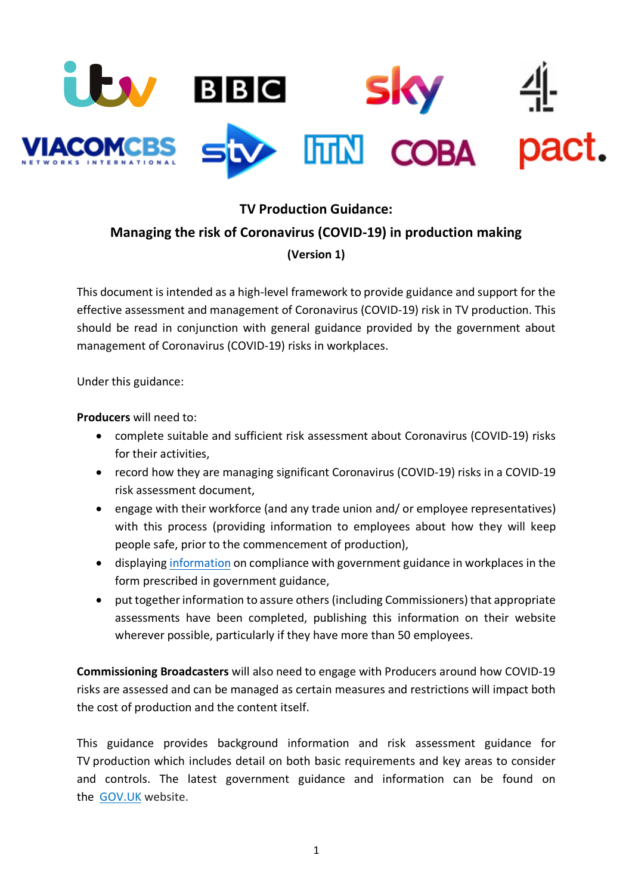# TV Production Guidance:
# Managing the risk of Coronavirus (COVID-19) in production making

**(Version 1)**

This document is intended as a high-level framework to provide guidance and support for the effective assessment and management of Coronavirus (COVID-19) risk in TV production. This should be read in conjunction with general guidance provided by the government about management of Coronavirus (COVID-19) risks in workplaces.

Under this guidance:

**Producers** will need to:

- complete suitable and sufficient risk assessment about Coronavirus (COVID-19) risks for their activities,
- record how they are managing significant Coronavirus (COVID-19) risks in a COVID-19 risk assessment document,
- engage with their workforce (and any trade union and/ or employee representatives) with this process (providing information to employees about how they will keep people safe, prior to the commencement of production),
- displaying information on compliance with government guidance in workplaces in the form prescribed in government guidance,
- put together information to assure others (including Commissioners) that appropriate assessments have been completed, publishing this information on their website wherever possible, particularly if they have more than 50 employees.

**Commissioning Broadcasters** will also need to engage with Producers around how COVID-19 risks are assessed and can be managed as certain measures and restrictions will impact both the cost of production and the content itself.

This guidance provides background information and risk assessment guidance for TV production which includes detail on both basic requirements and key areas to consider and controls. The latest government guidance and information can be found on the GOV.UK website.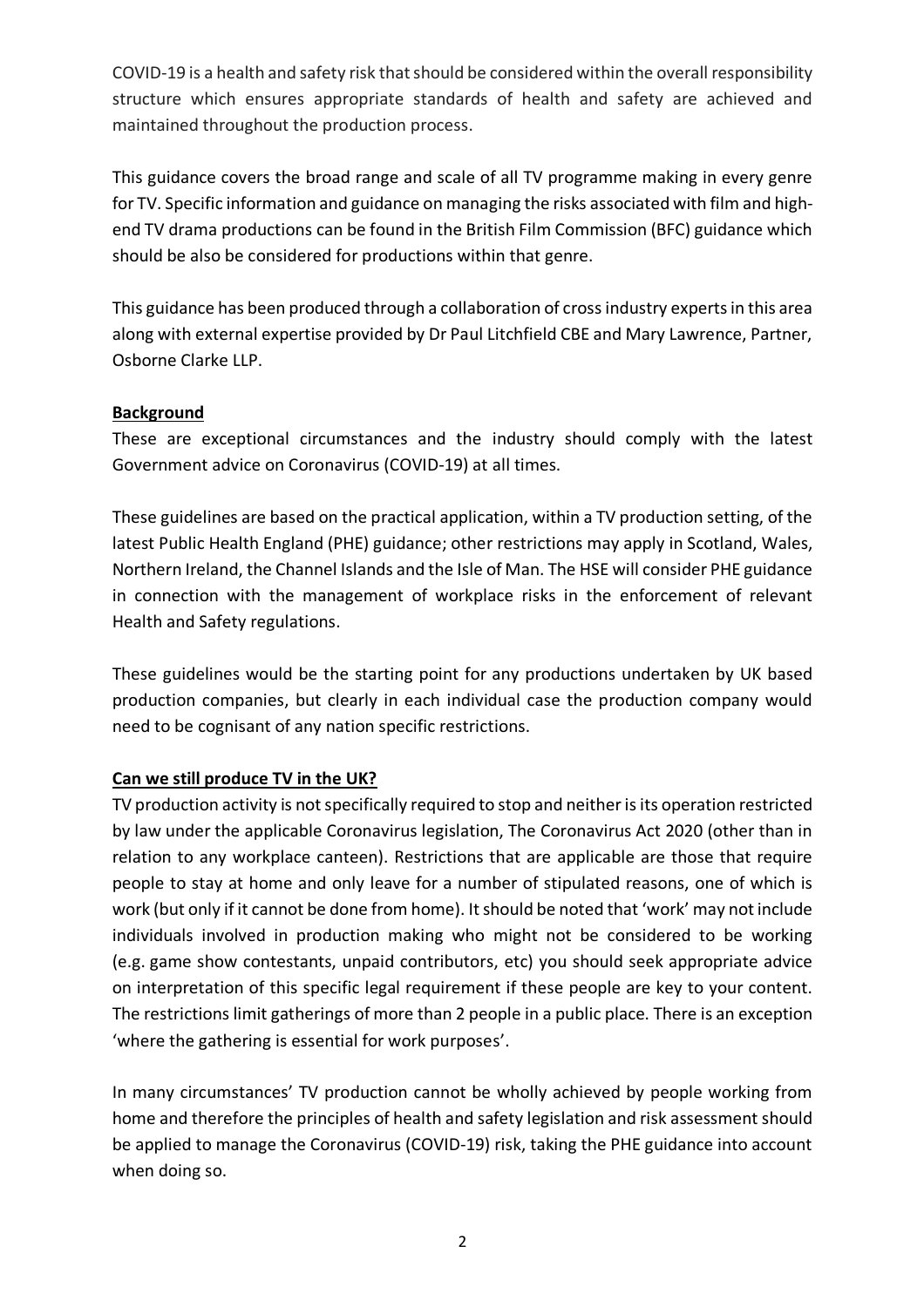COVID-19 is a health and safety risk that should be considered within the overall responsibility structure which ensures appropriate standards of health and safety are achieved and maintained throughout the production process.

This guidance covers the broad range and scale of all TV programme making in every genre for TV. Specific information and guidance on managing the risks associated with film and high-end TV drama productions can be found in the British Film Commission (BFC) guidance which should be also be considered for productions within that genre.

This guidance has been produced through a collaboration of cross industry experts in this area along with external expertise provided by Dr Paul Litchfield CBE and Mary Lawrence, Partner, Osborne Clarke LLP.

## Background

These are exceptional circumstances and the industry should comply with the latest Government advice on Coronavirus (COVID-19) at all times.

These guidelines are based on the practical application, within a TV production setting, of the latest Public Health England (PHE) guidance; other restrictions may apply in Scotland, Wales, Northern Ireland, the Channel Islands and the Isle of Man. The HSE will consider PHE guidance in connection with the management of workplace risks in the enforcement of relevant Health and Safety regulations.

These guidelines would be the starting point for any productions undertaken by UK based production companies, but clearly in each individual case the production company would need to be cognisant of any nation specific restrictions.

## Can we still produce TV in the UK?

TV production activity is not specifically required to stop and neither is its operation restricted by law under the applicable Coronavirus legislation, The Coronavirus Act 2020 (other than in relation to any workplace canteen). Restrictions that are applicable are those that require people to stay at home and only leave for a number of stipulated reasons, one of which is work (but only if it cannot be done from home). It should be noted that 'work' may not include individuals involved in production making who might not be considered to be working (e.g. game show contestants, unpaid contributors, etc) you should seek appropriate advice on interpretation of this specific legal requirement if these people are key to your content. The restrictions limit gatherings of more than 2 people in a public place. There is an exception 'where the gathering is essential for work purposes'.

In many circumstances' TV production cannot be wholly achieved by people working from home and therefore the principles of health and safety legislation and risk assessment should be applied to manage the Coronavirus (COVID-19) risk, taking the PHE guidance into account when doing so.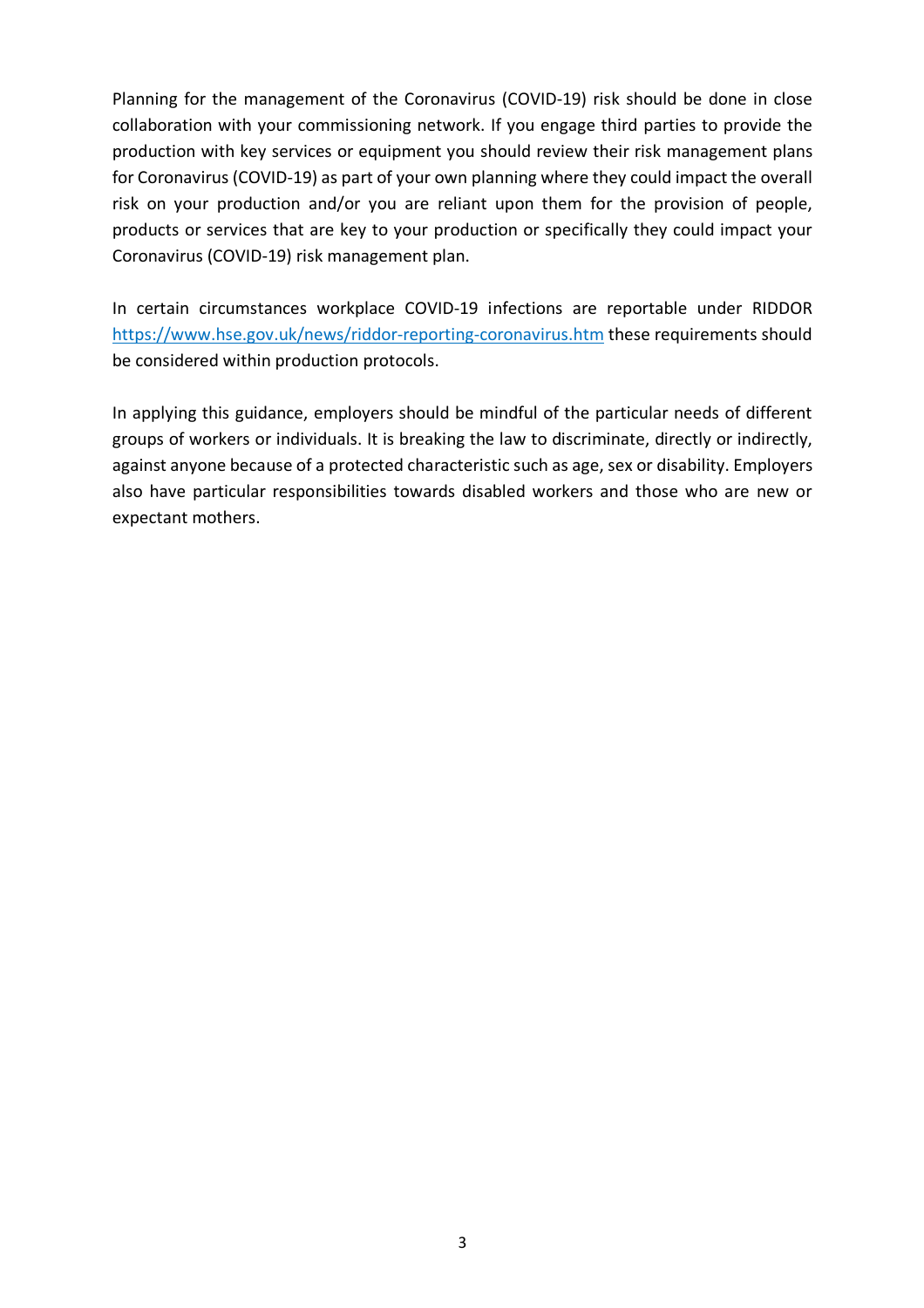Planning for the management of the Coronavirus (COVID-19) risk should be done in close collaboration with your commissioning network. If you engage third parties to provide the production with key services or equipment you should review their risk management plans for Coronavirus (COVID-19) as part of your own planning where they could impact the overall risk on your production and/or you are reliant upon them for the provision of people, products or services that are key to your production or specifically they could impact your Coronavirus (COVID-19) risk management plan.

In certain circumstances workplace COVID-19 infections are reportable under RIDDOR https://www.hse.gov.uk/news/riddor-reporting-coronavirus.htm these requirements should be considered within production protocols.

In applying this guidance, employers should be mindful of the particular needs of different groups of workers or individuals. It is breaking the law to discriminate, directly or indirectly, against anyone because of a protected characteristic such as age, sex or disability. Employers also have particular responsibilities towards disabled workers and those who are new or expectant mothers.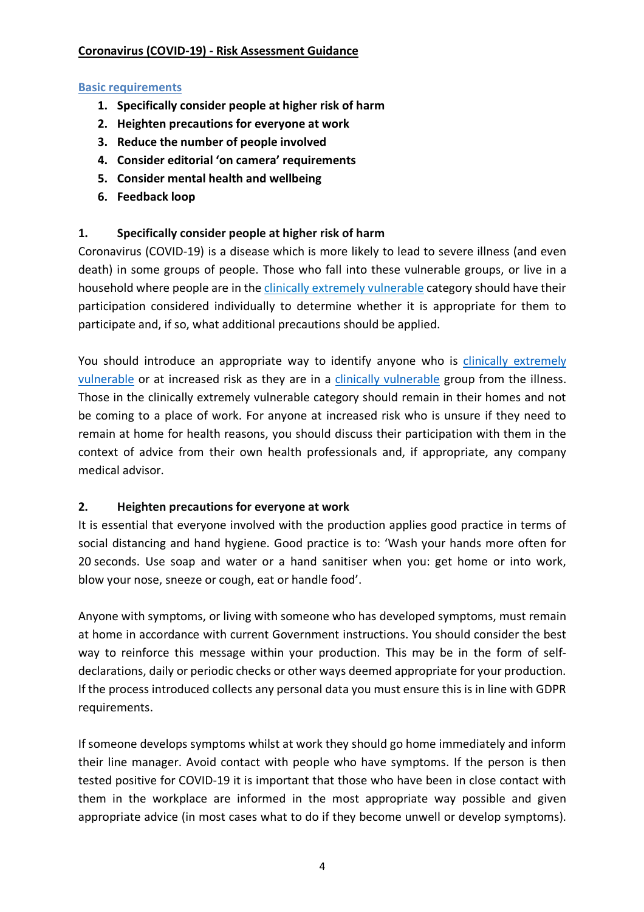**Coronavirus (COVID-19) - Risk Assessment Guidance**

## Basic requirements

1. **Specifically consider people at higher risk of harm**
2. **Heighten precautions for everyone at work**
3. **Reduce the number of people involved**
4. **Consider editorial 'on camera' requirements**
5. **Consider mental health and wellbeing**
6. **Feedback loop**

### 1. Specifically consider people at higher risk of harm

Coronavirus (COVID-19) is a disease which is more likely to lead to severe illness (and even death) in some groups of people. Those who fall into these vulnerable groups, or live in a household where people are in the clinically extremely vulnerable category should have their participation considered individually to determine whether it is appropriate for them to participate and, if so, what additional precautions should be applied.

You should introduce an appropriate way to identify anyone who is clinically extremely vulnerable or at increased risk as they are in a clinically vulnerable group from the illness. Those in the clinically extremely vulnerable category should remain in their homes and not be coming to a place of work. For anyone at increased risk who is unsure if they need to remain at home for health reasons, you should discuss their participation with them in the context of advice from their own health professionals and, if appropriate, any company medical advisor.

### 2. Heighten precautions for everyone at work

It is essential that everyone involved with the production applies good practice in terms of social distancing and hand hygiene. Good practice is to: 'Wash your hands more often for 20 seconds. Use soap and water or a hand sanitiser when you: get home or into work, blow your nose, sneeze or cough, eat or handle food'.

Anyone with symptoms, or living with someone who has developed symptoms, must remain at home in accordance with current Government instructions. You should consider the best way to reinforce this message within your production. This may be in the form of self-declarations, daily or periodic checks or other ways deemed appropriate for your production. If the process introduced collects any personal data you must ensure this is in line with GDPR requirements.

If someone develops symptoms whilst at work they should go home immediately and inform their line manager. Avoid contact with people who have symptoms. If the person is then tested positive for COVID-19 it is important that those who have been in close contact with them in the workplace are informed in the most appropriate way possible and given appropriate advice (in most cases what to do if they become unwell or develop symptoms).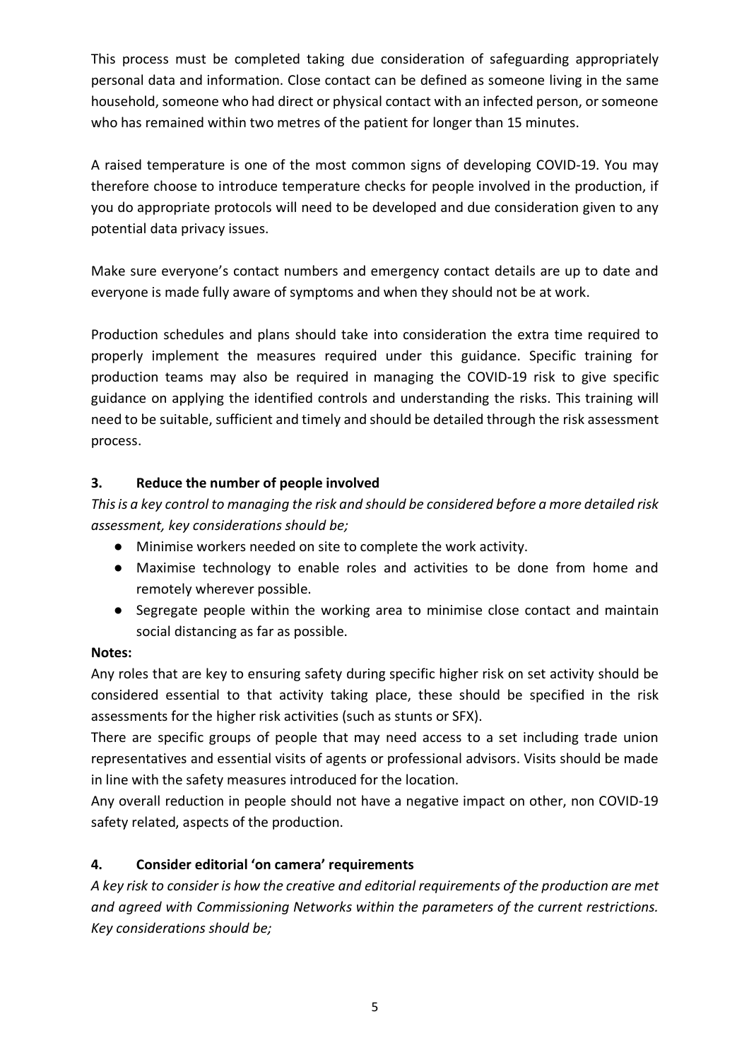This process must be completed taking due consideration of safeguarding appropriately personal data and information. Close contact can be defined as someone living in the same household, someone who had direct or physical contact with an infected person, or someone who has remained within two metres of the patient for longer than 15 minutes.

A raised temperature is one of the most common signs of developing COVID-19. You may therefore choose to introduce temperature checks for people involved in the production, if you do appropriate protocols will need to be developed and due consideration given to any potential data privacy issues.

Make sure everyone's contact numbers and emergency contact details are up to date and everyone is made fully aware of symptoms and when they should not be at work.

Production schedules and plans should take into consideration the extra time required to properly implement the measures required under this guidance. Specific training for production teams may also be required in managing the COVID-19 risk to give specific guidance on applying the identified controls and understanding the risks. This training will need to be suitable, sufficient and timely and should be detailed through the risk assessment process.

## 3. Reduce the number of people involved

*This is a key control to managing the risk and should be considered before a more detailed risk assessment, key considerations should be;*

- Minimise workers needed on site to complete the work activity.
- Maximise technology to enable roles and activities to be done from home and remotely wherever possible.
- Segregate people within the working area to minimise close contact and maintain social distancing as far as possible.

**Notes:**

Any roles that are key to ensuring safety during specific higher risk on set activity should be considered essential to that activity taking place, these should be specified in the risk assessments for the higher risk activities (such as stunts or SFX).

There are specific groups of people that may need access to a set including trade union representatives and essential visits of agents or professional advisors. Visits should be made in line with the safety measures introduced for the location.

Any overall reduction in people should not have a negative impact on other, non COVID-19 safety related, aspects of the production.

## 4. Consider editorial 'on camera' requirements

*A key risk to consider is how the creative and editorial requirements of the production are met and agreed with Commissioning Networks within the parameters of the current restrictions. Key considerations should be;*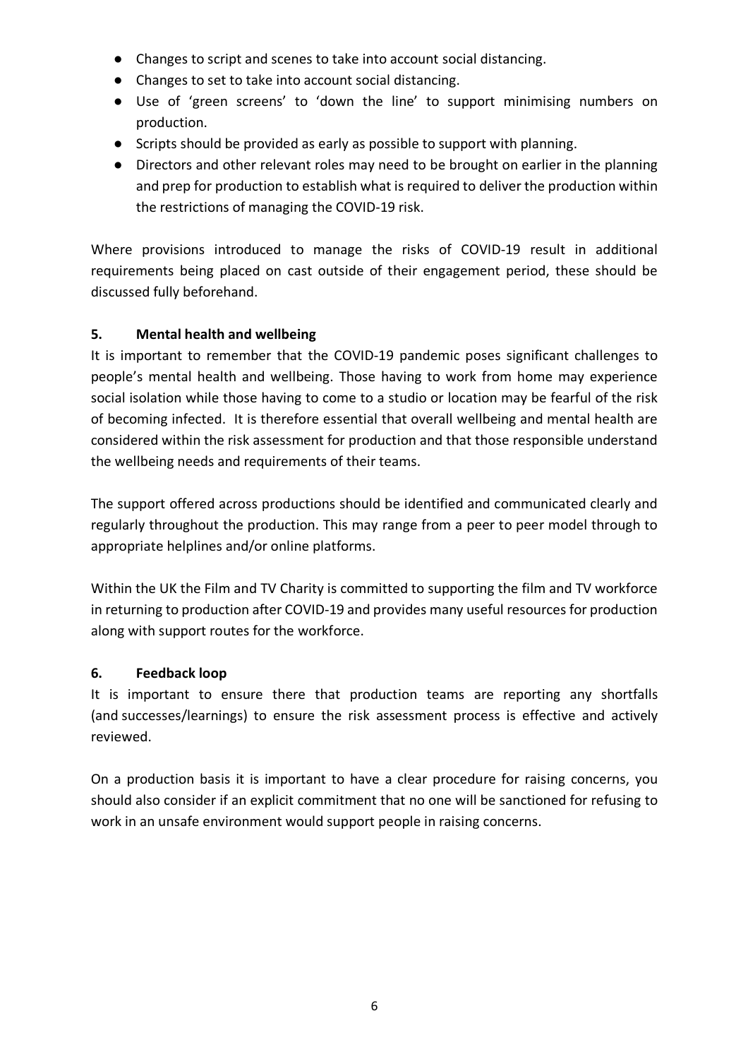- Changes to script and scenes to take into account social distancing.
- Changes to set to take into account social distancing.
- Use of 'green screens' to 'down the line' to support minimising numbers on production.
- Scripts should be provided as early as possible to support with planning.
- Directors and other relevant roles may need to be brought on earlier in the planning and prep for production to establish what is required to deliver the production within the restrictions of managing the COVID-19 risk.

Where provisions introduced to manage the risks of COVID-19 result in additional requirements being placed on cast outside of their engagement period, these should be discussed fully beforehand.

## 5. Mental health and wellbeing

It is important to remember that the COVID-19 pandemic poses significant challenges to people's mental health and wellbeing. Those having to work from home may experience social isolation while those having to come to a studio or location may be fearful of the risk of becoming infected. It is therefore essential that overall wellbeing and mental health are considered within the risk assessment for production and that those responsible understand the wellbeing needs and requirements of their teams.

The support offered across productions should be identified and communicated clearly and regularly throughout the production. This may range from a peer to peer model through to appropriate helplines and/or online platforms.

Within the UK the Film and TV Charity is committed to supporting the film and TV workforce in returning to production after COVID-19 and provides many useful resources for production along with support routes for the workforce.

## 6. Feedback loop

It is important to ensure there that production teams are reporting any shortfalls (and successes/learnings) to ensure the risk assessment process is effective and actively reviewed.

On a production basis it is important to have a clear procedure for raising concerns, you should also consider if an explicit commitment that no one will be sanctioned for refusing to work in an unsafe environment would support people in raising concerns.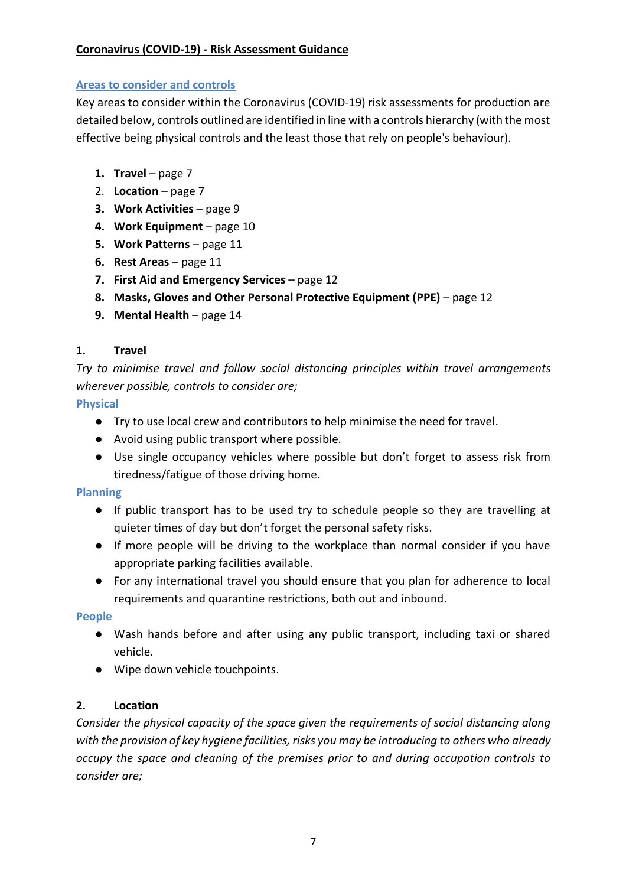**Coronavirus (COVID-19) - Risk Assessment Guidance**

## Areas to consider and controls

Key areas to consider within the Coronavirus (COVID-19) risk assessments for production are detailed below, controls outlined are identified in line with a controls hierarchy (with the most effective being physical controls and the least those that rely on people's behaviour).

1. **Travel** – page 7
2. **Location** – page 7
3. **Work Activities** – page 9
4. **Work Equipment** – page 10
5. **Work Patterns** – page 11
6. **Rest Areas** – page 11
7. **First Aid and Emergency Services** – page 12
8. **Masks, Gloves and Other Personal Protective Equipment (PPE)** – page 12
9. **Mental Health** – page 14

### 1. Travel

*Try to minimise travel and follow social distancing principles within travel arrangements wherever possible, controls to consider are;*

#### Physical

- Try to use local crew and contributors to help minimise the need for travel.
- Avoid using public transport where possible.
- Use single occupancy vehicles where possible but don't forget to assess risk from tiredness/fatigue of those driving home.

#### Planning

- If public transport has to be used try to schedule people so they are travelling at quieter times of day but don't forget the personal safety risks.
- If more people will be driving to the workplace than normal consider if you have appropriate parking facilities available.
- For any international travel you should ensure that you plan for adherence to local requirements and quarantine restrictions, both out and inbound.

#### People

- Wash hands before and after using any public transport, including taxi or shared vehicle.
- Wipe down vehicle touchpoints.

### 2. Location

*Consider the physical capacity of the space given the requirements of social distancing along with the provision of key hygiene facilities, risks you may be introducing to others who already occupy the space and cleaning of the premises prior to and during occupation controls to consider are;*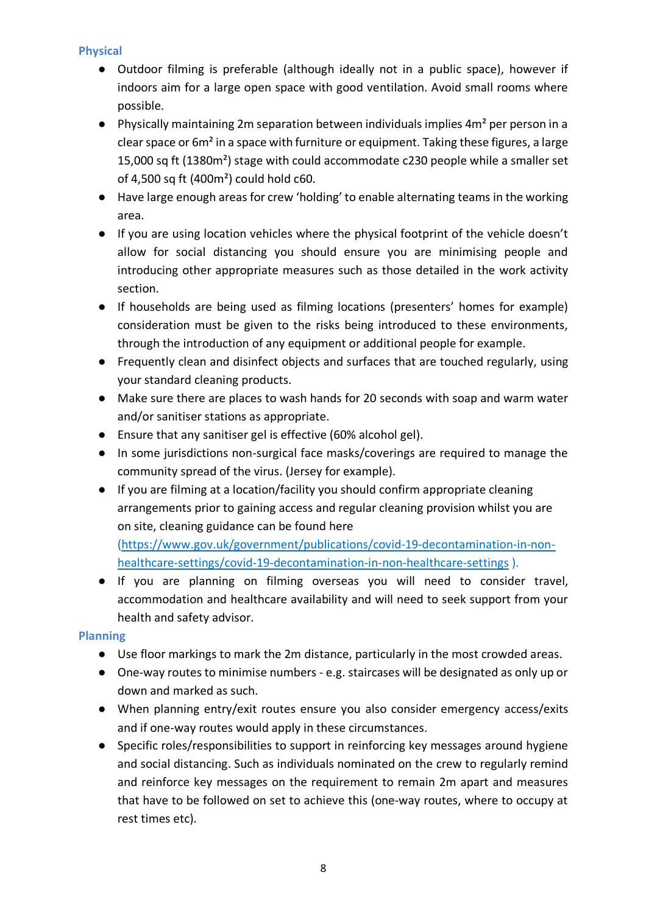### Physical

- Outdoor filming is preferable (although ideally not in a public space), however if indoors aim for a large open space with good ventilation. Avoid small rooms where possible.
- Physically maintaining 2m separation between individuals implies $4m^2$ per person in a clear space or $6m^2$ in a space with furniture or equipment. Taking these figures, a large 15,000 sq ft ($1380m^2$) stage with could accommodate c230 people while a smaller set of 4,500 sq ft ($400m^2$) could hold c60.
- Have large enough areas for crew 'holding' to enable alternating teams in the working area.
- If you are using location vehicles where the physical footprint of the vehicle doesn't allow for social distancing you should ensure you are minimising people and introducing other appropriate measures such as those detailed in the work activity section.
- If households are being used as filming locations (presenters' homes for example) consideration must be given to the risks being introduced to these environments, through the introduction of any equipment or additional people for example.
- Frequently clean and disinfect objects and surfaces that are touched regularly, using your standard cleaning products.
- Make sure there are places to wash hands for 20 seconds with soap and warm water and/or sanitiser stations as appropriate.
- Ensure that any sanitiser gel is effective (60% alcohol gel).
- In some jurisdictions non-surgical face masks/coverings are required to manage the community spread of the virus. (Jersey for example).
- If you are filming at a location/facility you should confirm appropriate cleaning arrangements prior to gaining access and regular cleaning provision whilst you are on site, cleaning guidance can be found here (https://www.gov.uk/government/publications/covid-19-decontamination-in-non-healthcare-settings/covid-19-decontamination-in-non-healthcare-settings ).
- If you are planning on filming overseas you will need to consider travel, accommodation and healthcare availability and will need to seek support from your health and safety advisor.

### Planning

- Use floor markings to mark the 2m distance, particularly in the most crowded areas.
- One-way routes to minimise numbers - e.g. staircases will be designated as only up or down and marked as such.
- When planning entry/exit routes ensure you also consider emergency access/exits and if one-way routes would apply in these circumstances.
- Specific roles/responsibilities to support in reinforcing key messages around hygiene and social distancing. Such as individuals nominated on the crew to regularly remind and reinforce key messages on the requirement to remain 2m apart and measures that have to be followed on set to achieve this (one-way routes, where to occupy at rest times etc).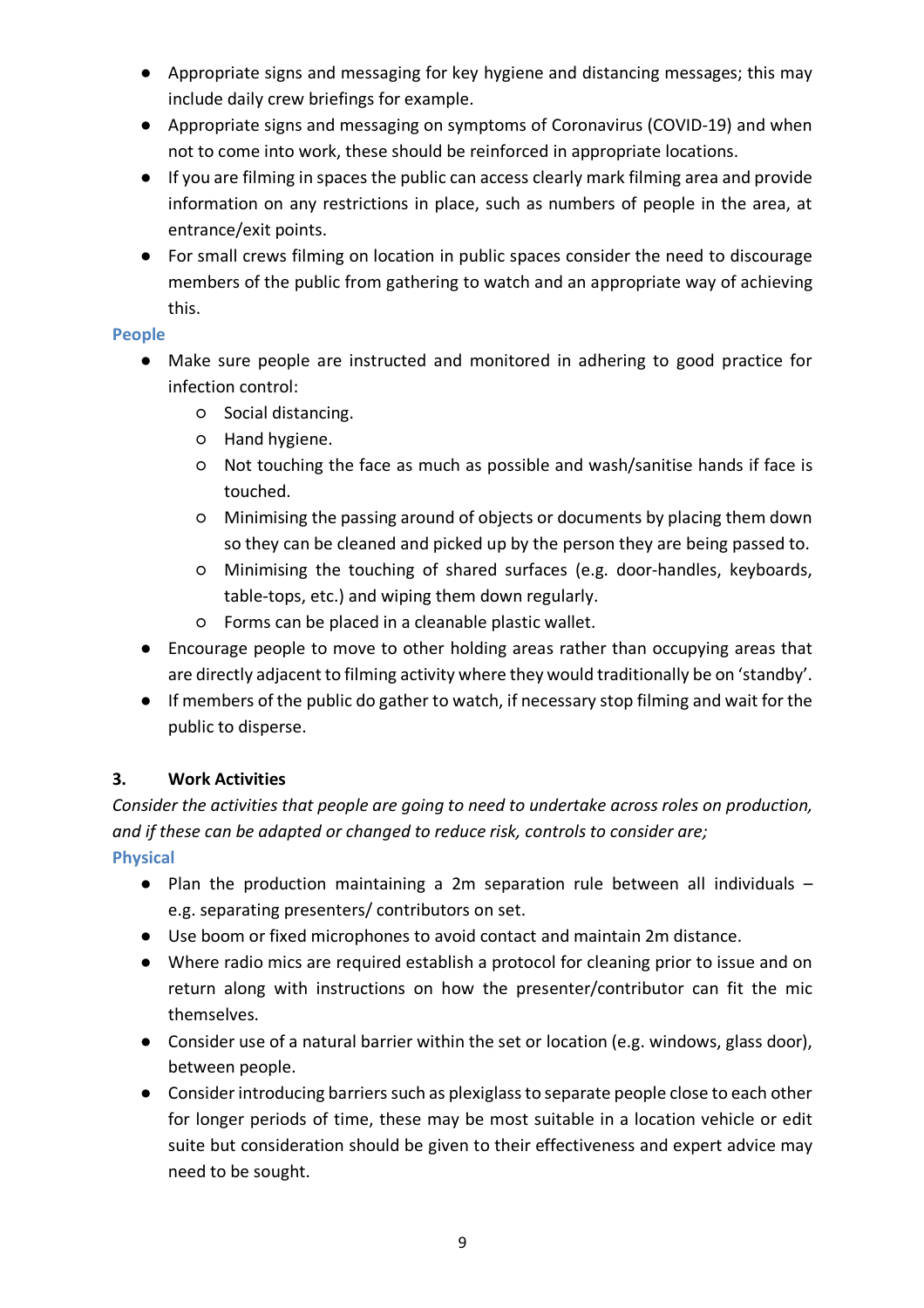- Appropriate signs and messaging for key hygiene and distancing messages; this may include daily crew briefings for example.
- Appropriate signs and messaging on symptoms of Coronavirus (COVID-19) and when not to come into work, these should be reinforced in appropriate locations.
- If you are filming in spaces the public can access clearly mark filming area and provide information on any restrictions in place, such as numbers of people in the area, at entrance/exit points.
- For small crews filming on location in public spaces consider the need to discourage members of the public from gathering to watch and an appropriate way of achieving this.

#### People

- Make sure people are instructed and monitored in adhering to good practice for infection control:
    - Social distancing.
    - Hand hygiene.
    - Not touching the face as much as possible and wash/sanitise hands if face is touched.
    - Minimising the passing around of objects or documents by placing them down so they can be cleaned and picked up by the person they are being passed to.
    - Minimising the touching of shared surfaces (e.g. door-handles, keyboards, table-tops, etc.) and wiping them down regularly.
    - Forms can be placed in a cleanable plastic wallet.
- Encourage people to move to other holding areas rather than occupying areas that are directly adjacent to filming activity where they would traditionally be on 'standby'.
- If members of the public do gather to watch, if necessary stop filming and wait for the public to disperse.

### 3. Work Activities

*Consider the activities that people are going to need to undertake across roles on production, and if these can be adapted or changed to reduce risk, controls to consider are;*

#### Physical

- Plan the production maintaining a 2m separation rule between all individuals – e.g. separating presenters/ contributors on set.
- Use boom or fixed microphones to avoid contact and maintain 2m distance.
- Where radio mics are required establish a protocol for cleaning prior to issue and on return along with instructions on how the presenter/contributor can fit the mic themselves.
- Consider use of a natural barrier within the set or location (e.g. windows, glass door), between people.
- Consider introducing barriers such as plexiglass to separate people close to each other for longer periods of time, these may be most suitable in a location vehicle or edit suite but consideration should be given to their effectiveness and expert advice may need to be sought.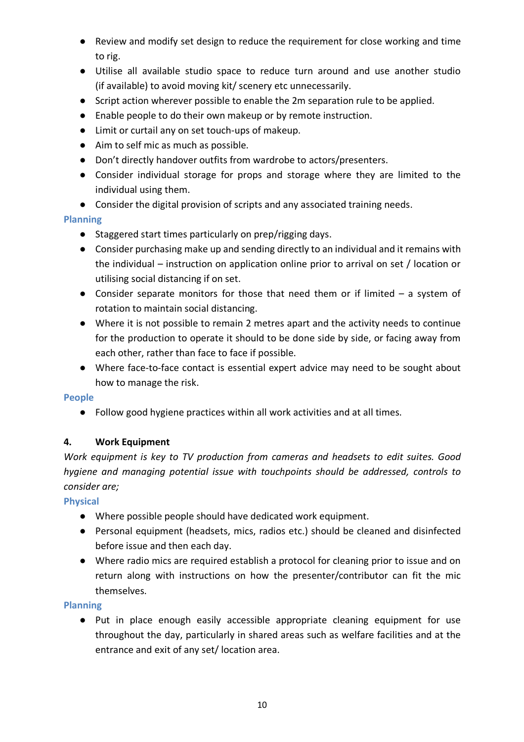- Review and modify set design to reduce the requirement for close working and time to rig.
- Utilise all available studio space to reduce turn around and use another studio (if available) to avoid moving kit/ scenery etc unnecessarily.
- Script action wherever possible to enable the 2m separation rule to be applied.
- Enable people to do their own makeup or by remote instruction.
- Limit or curtail any on set touch-ups of makeup.
- Aim to self mic as much as possible.
- Don't directly handover outfits from wardrobe to actors/presenters.
- Consider individual storage for props and storage where they are limited to the individual using them.
- Consider the digital provision of scripts and any associated training needs.

**Planning**

- Staggered start times particularly on prep/rigging days.
- Consider purchasing make up and sending directly to an individual and it remains with the individual – instruction on application online prior to arrival on set / location or utilising social distancing if on set.
- Consider separate monitors for those that need them or if limited – a system of rotation to maintain social distancing.
- Where it is not possible to remain 2 metres apart and the activity needs to continue for the production to operate it should to be done side by side, or facing away from each other, rather than face to face if possible.
- Where face-to-face contact is essential expert advice may need to be sought about how to manage the risk.

**People**

- Follow good hygiene practices within all work activities and at all times.

### 4. Work Equipment

*Work equipment is key to TV production from cameras and headsets to edit suites. Good hygiene and managing potential issue with touchpoints should be addressed, controls to consider are;*

**Physical**

- Where possible people should have dedicated work equipment.
- Personal equipment (headsets, mics, radios etc.) should be cleaned and disinfected before issue and then each day.
- Where radio mics are required establish a protocol for cleaning prior to issue and on return along with instructions on how the presenter/contributor can fit the mic themselves.

**Planning**

- Put in place enough easily accessible appropriate cleaning equipment for use throughout the day, particularly in shared areas such as welfare facilities and at the entrance and exit of any set/ location area.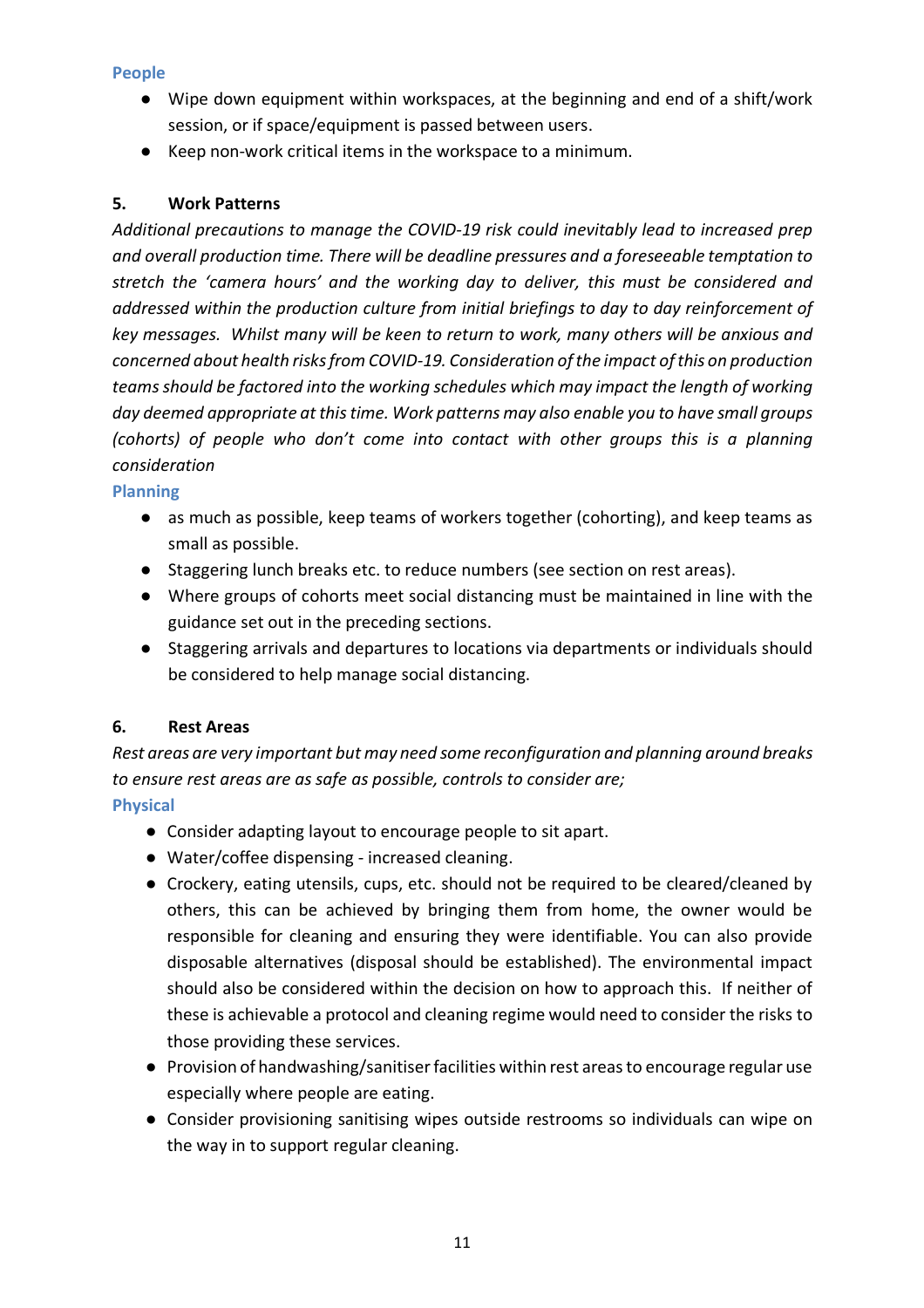### People

- Wipe down equipment within workspaces, at the beginning and end of a shift/work session, or if space/equipment is passed between users.
- Keep non-work critical items in the workspace to a minimum.

## 5. Work Patterns

*Additional precautions to manage the COVID-19 risk could inevitably lead to increased prep and overall production time. There will be deadline pressures and a foreseeable temptation to stretch the 'camera hours' and the working day to deliver, this must be considered and addressed within the production culture from initial briefings to day to day reinforcement of key messages. Whilst many will be keen to return to work, many others will be anxious and concerned about health risks from COVID-19. Consideration of the impact of this on production teams should be factored into the working schedules which may impact the length of working day deemed appropriate at this time. Work patterns may also enable you to have small groups (cohorts) of people who don't come into contact with other groups this is a planning consideration*

### Planning

- as much as possible, keep teams of workers together (cohorting), and keep teams as small as possible.
- Staggering lunch breaks etc. to reduce numbers (see section on rest areas).
- Where groups of cohorts meet social distancing must be maintained in line with the guidance set out in the preceding sections.
- Staggering arrivals and departures to locations via departments or individuals should be considered to help manage social distancing.

## 6. Rest Areas

*Rest areas are very important but may need some reconfiguration and planning around breaks to ensure rest areas are as safe as possible, controls to consider are;*

### Physical

- Consider adapting layout to encourage people to sit apart.
- Water/coffee dispensing - increased cleaning.
- Crockery, eating utensils, cups, etc. should not be required to be cleared/cleaned by others, this can be achieved by bringing them from home, the owner would be responsible for cleaning and ensuring they were identifiable. You can also provide disposable alternatives (disposal should be established). The environmental impact should also be considered within the decision on how to approach this. If neither of these is achievable a protocol and cleaning regime would need to consider the risks to those providing these services.
- Provision of handwashing/sanitiser facilities within rest areas to encourage regular use especially where people are eating.
- Consider provisioning sanitising wipes outside restrooms so individuals can wipe on the way in to support regular cleaning.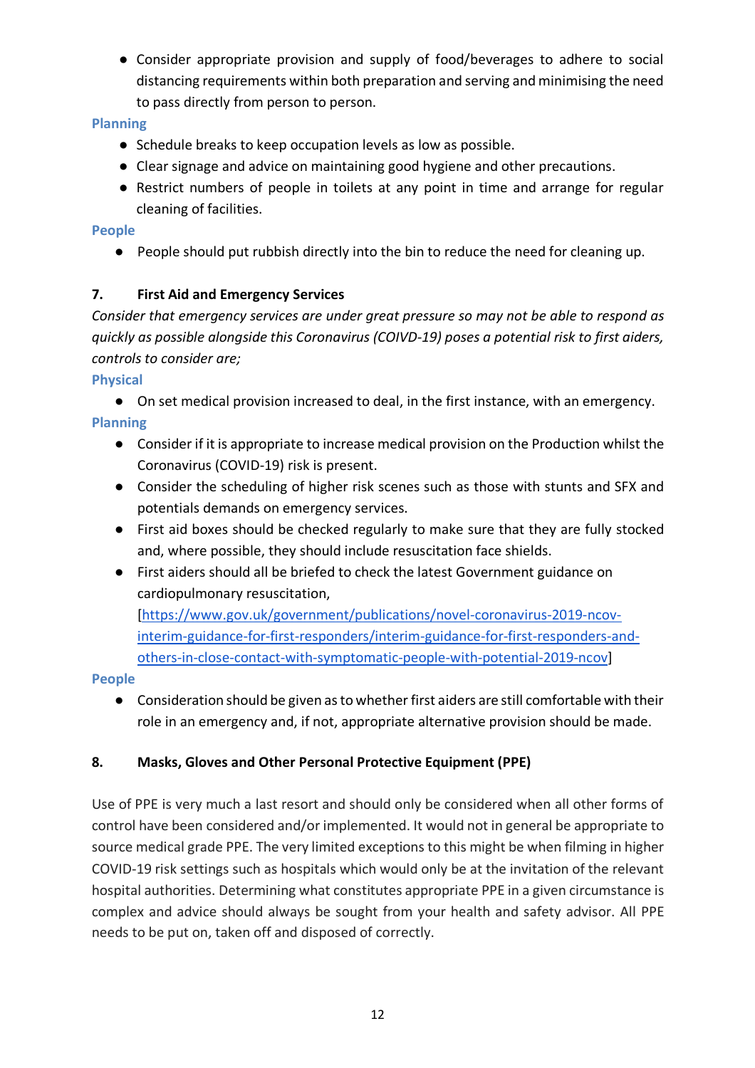- Consider appropriate provision and supply of food/beverages to adhere to social distancing requirements within both preparation and serving and minimising the need to pass directly from person to person.

**Planning**

- Schedule breaks to keep occupation levels as low as possible.
- Clear signage and advice on maintaining good hygiene and other precautions.
- Restrict numbers of people in toilets at any point in time and arrange for regular cleaning of facilities.

**People**

- People should put rubbish directly into the bin to reduce the need for cleaning up.

## 7. First Aid and Emergency Services

*Consider that emergency services are under great pressure so may not be able to respond as quickly as possible alongside this Coronavirus (COIVD-19) poses a potential risk to first aiders, controls to consider are;*

**Physical**

- On set medical provision increased to deal, in the first instance, with an emergency.

**Planning**

- Consider if it is appropriate to increase medical provision on the Production whilst the Coronavirus (COVID-19) risk is present.
- Consider the scheduling of higher risk scenes such as those with stunts and SFX and potentials demands on emergency services.
- First aid boxes should be checked regularly to make sure that they are fully stocked and, where possible, they should include resuscitation face shields.
- First aiders should all be briefed to check the latest Government guidance on cardiopulmonary resuscitation, [https://www.gov.uk/government/publications/novel-coronavirus-2019-ncov-interim-guidance-for-first-responders/interim-guidance-for-first-responders-and-others-in-close-contact-with-symptomatic-people-with-potential-2019-ncov]

**People**

- Consideration should be given as to whether first aiders are still comfortable with their role in an emergency and, if not, appropriate alternative provision should be made.

## 8. Masks, Gloves and Other Personal Protective Equipment (PPE)

Use of PPE is very much a last resort and should only be considered when all other forms of control have been considered and/or implemented. It would not in general be appropriate to source medical grade PPE. The very limited exceptions to this might be when filming in higher COVID-19 risk settings such as hospitals which would only be at the invitation of the relevant hospital authorities. Determining what constitutes appropriate PPE in a given circumstance is complex and advice should always be sought from your health and safety advisor. All PPE needs to be put on, taken off and disposed of correctly.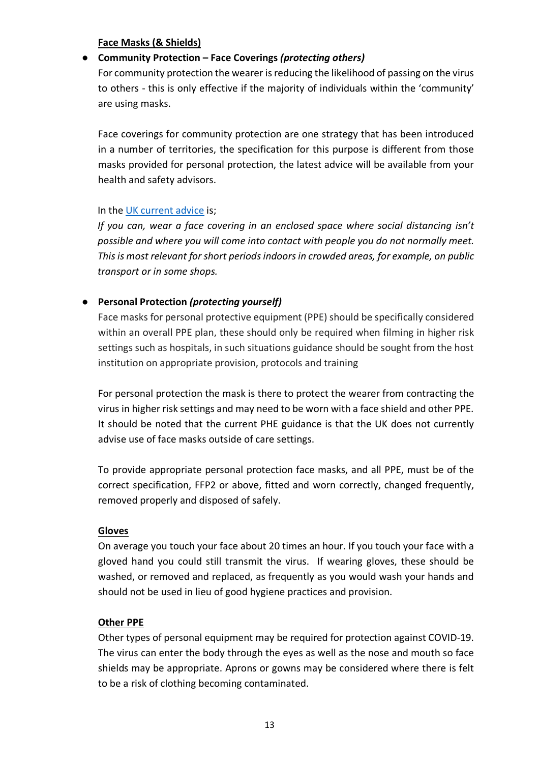**Face Masks (& Shields)**

- **Community Protection – Face Coverings *(protecting others)***

  For community protection the wearer is reducing the likelihood of passing on the virus to others - this is only effective if the majority of individuals within the 'community' are using masks.

  Face coverings for community protection are one strategy that has been introduced in a number of territories, the specification for this purpose is different from those masks provided for personal protection, the latest advice will be available from your health and safety advisors.

  In the UK current advice is;

  *If you can, wear a face covering in an enclosed space where social distancing isn't possible and where you will come into contact with people you do not normally meet. This is most relevant for short periods indoors in crowded areas, for example, on public transport or in some shops.*

- **Personal Protection *(protecting yourself)***

  Face masks for personal protective equipment (PPE) should be specifically considered within an overall PPE plan, these should only be required when filming in higher risk settings such as hospitals, in such situations guidance should be sought from the host institution on appropriate provision, protocols and training

  For personal protection the mask is there to protect the wearer from contracting the virus in higher risk settings and may need to be worn with a face shield and other PPE. It should be noted that the current PHE guidance is that the UK does not currently advise use of face masks outside of care settings.

  To provide appropriate personal protection face masks, and all PPE, must be of the correct specification, FFP2 or above, fitted and worn correctly, changed frequently, removed properly and disposed of safely.

**Gloves**

On average you touch your face about 20 times an hour. If you touch your face with a gloved hand you could still transmit the virus. If wearing gloves, these should be washed, or removed and replaced, as frequently as you would wash your hands and should not be used in lieu of good hygiene practices and provision.

**Other PPE**

Other types of personal equipment may be required for protection against COVID-19. The virus can enter the body through the eyes as well as the nose and mouth so face shields may be appropriate. Aprons or gowns may be considered where there is felt to be a risk of clothing becoming contaminated.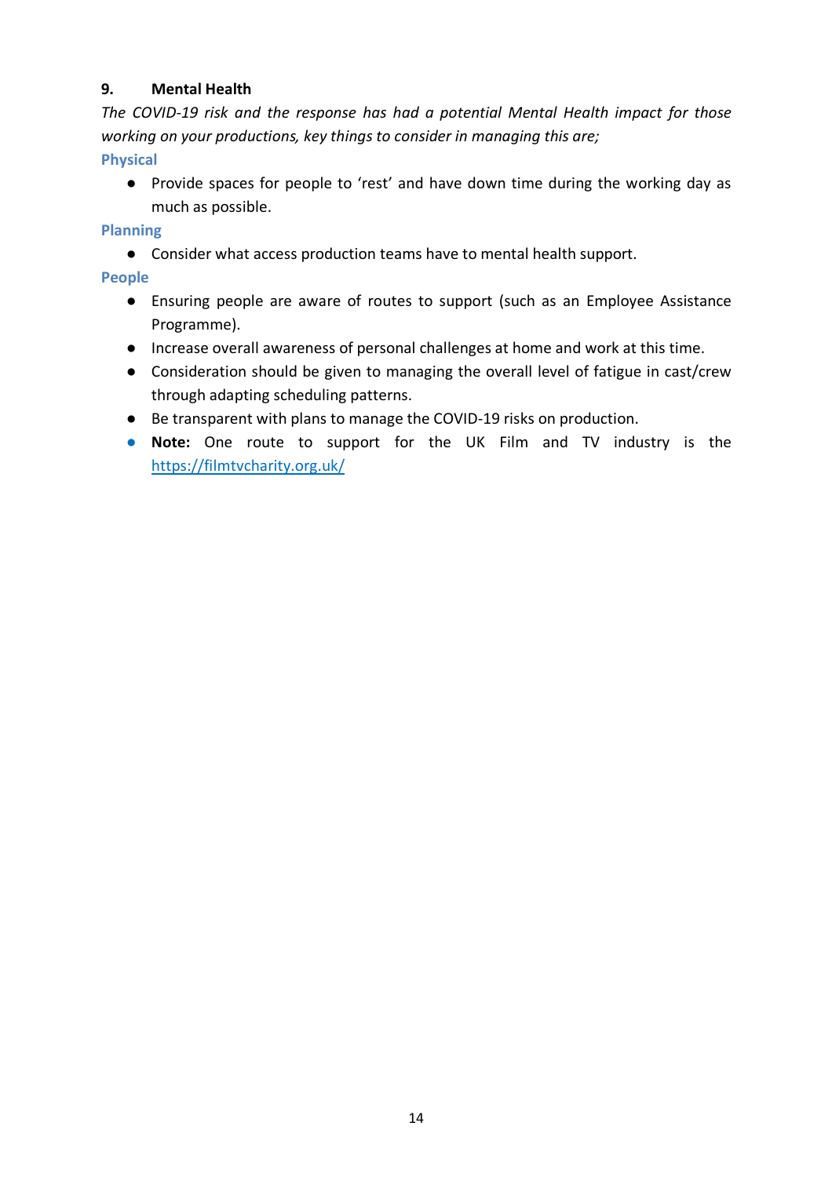## 9. Mental Health

*The COVID-19 risk and the response has had a potential Mental Health impact for those working on your productions, key things to consider in managing this are;*

### Physical

- Provide spaces for people to 'rest' and have down time during the working day as much as possible.

### Planning

- Consider what access production teams have to mental health support.

### People

- Ensuring people are aware of routes to support (such as an Employee Assistance Programme).
- Increase overall awareness of personal challenges at home and work at this time.
- Consideration should be given to managing the overall level of fatigue in cast/crew through adapting scheduling patterns.
- Be transparent with plans to manage the COVID-19 risks on production.
- **Note:** One route to support for the UK Film and TV industry is the [https://filmtvcharity.org.uk/](https://filmtvcharity.org.uk/)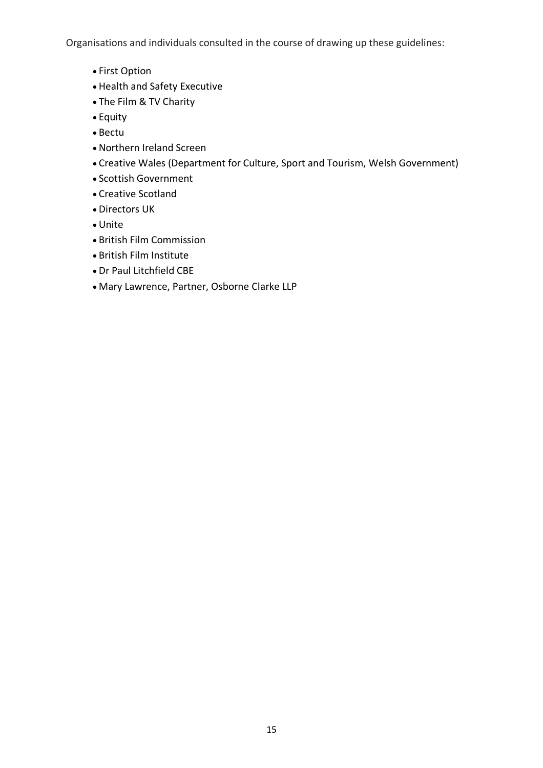Organisations and individuals consulted in the course of drawing up these guidelines:

- First Option
- Health and Safety Executive
- The Film & TV Charity
- Equity
- Bectu
- Northern Ireland Screen
- Creative Wales (Department for Culture, Sport and Tourism, Welsh Government)
- Scottish Government
- Creative Scotland
- Directors UK
- Unite
- British Film Commission
- British Film Institute
- Dr Paul Litchfield CBE
- Mary Lawrence, Partner, Osborne Clarke LLP